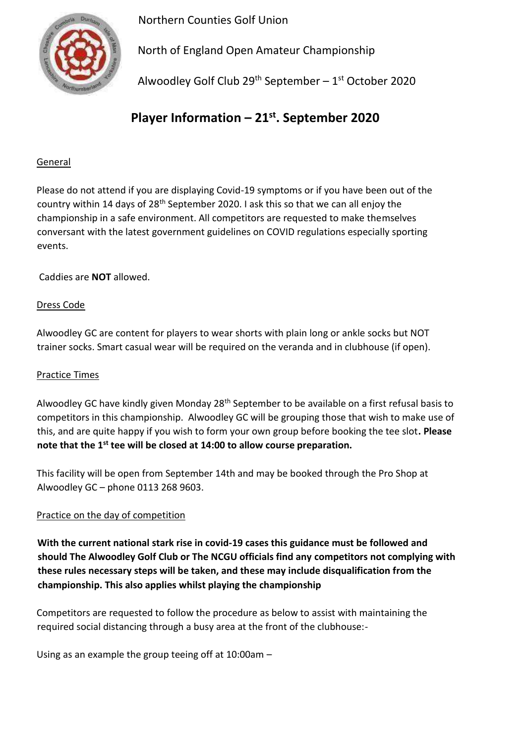Northern Counties Golf Union

North of England Open Amateur Championship

Alwoodley Golf Club 29th September – 1st October 2020

# Player Information – 21st. September 2020

## General

Please do not attend if you are displaying Covid-19 symptoms or if you have been out of the country within 14 days of 28th September 2020. I ask this so that we can all enjoy the championship in a safe environment. All competitors are requested to make themselves conversant with the latest government guidelines on COVID regulations especially sporting events.

Caddies are **NOT** allowed.

## Dress Code

Alwoodley GC are content for players to wear shorts with plain long or ankle socks but NOT trainer socks. Smart casual wear will be required on the veranda and in clubhouse (if open).

## Practice Times

Alwoodley GC have kindly given Monday 28th September to be available on a first refusal basis to competitors in this championship. Alwoodley GC will be grouping those that wish to make use of this, and are quite happy if you wish to form your own group before booking the tee slot**. Please note that the 1st tee will be closed at 14:00 to allow course preparation.**

This facility will be open from September 14th and may be booked through the Pro Shop at Alwoodley GC – phone 0113 268 9603.

## Practice on the day of competition

**With the current national stark rise in covid-19 cases this guidance must be followed and should The Alwoodley Golf Club or The NCGU officials find any competitors not complying with these rules necessary steps will be taken, and these may include disqualification from the championship. This also applies whilst playing the championship**

Competitors are requested to follow the procedure as below to assist with maintaining the required social distancing through a busy area at the front of the clubhouse:-

Using as an example the group teeing off at 10:00am –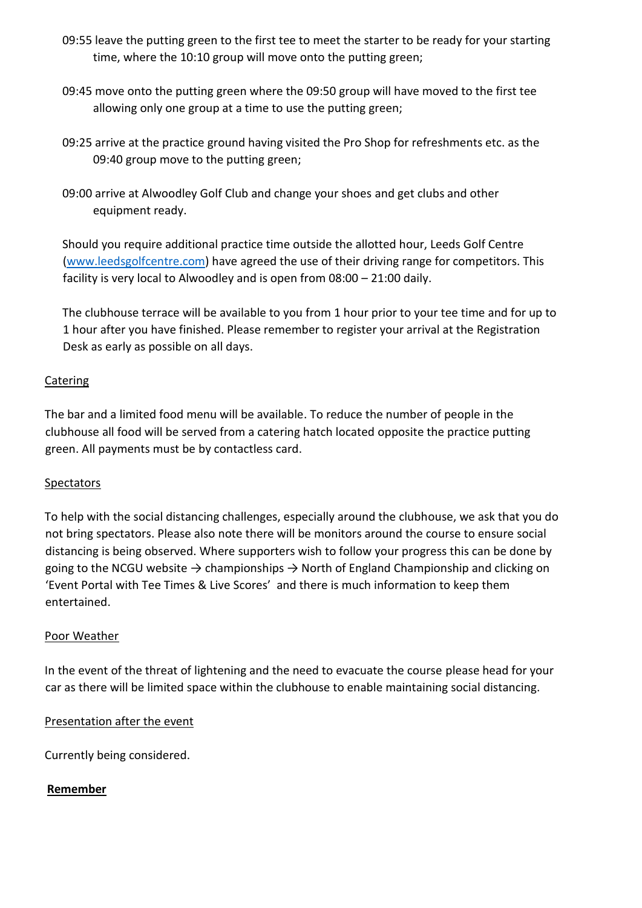- 09:55 leave the putting green to the first tee to meet the starter to be ready for your starting time, where the 10:10 group will move onto the putting green;
- 09:45 move onto the putting green where the 09:50 group will have moved to the first tee allowing only one group at a time to use the putting green;
- 09:25 arrive at the practice ground having visited the Pro Shop for refreshments etc. as the 09:40 group move to the putting green;
- 09:00 arrive at Alwoodley Golf Club and change your shoes and get clubs and other equipment ready.

Should you require additional practice time outside the allotted hour, Leeds Golf Centre ([www.leedsgolfcentre.com](http://www.leedsgolfcentre.com)) have agreed the use of their driving range for competitors. This facility is very local to Alwoodley and is open from 08:00 – 21:00 daily.

The clubhouse terrace will be available to you from 1 hour prior to your tee time and for up to 1 hour after you have finished. Please remember to register your arrival at the Registration Desk as early as possible on all days.

## Catering

The bar and a limited food menu will be available. To reduce the number of people in the clubhouse all food will be served from a catering hatch located opposite the practice putting green. All payments must be by contactless card.

## Spectators

To help with the social distancing challenges, especially around the clubhouse, we ask that you do not bring spectators. Please also note there will be monitors around the course to ensure social distancing is being observed. Where supporters wish to follow your progress this can be done by going to the NCGU website → championships → North of England Championship and clicking on 'Event Portal with Tee Times & Live Scores' and there is much information to keep them entertained.

## Poor Weather

In the event of the threat of lightening and the need to evacuate the course please head for your car as there will be limited space within the clubhouse to enable maintaining social distancing.

## Presentation after the event

Currently being considered.

## **Remember**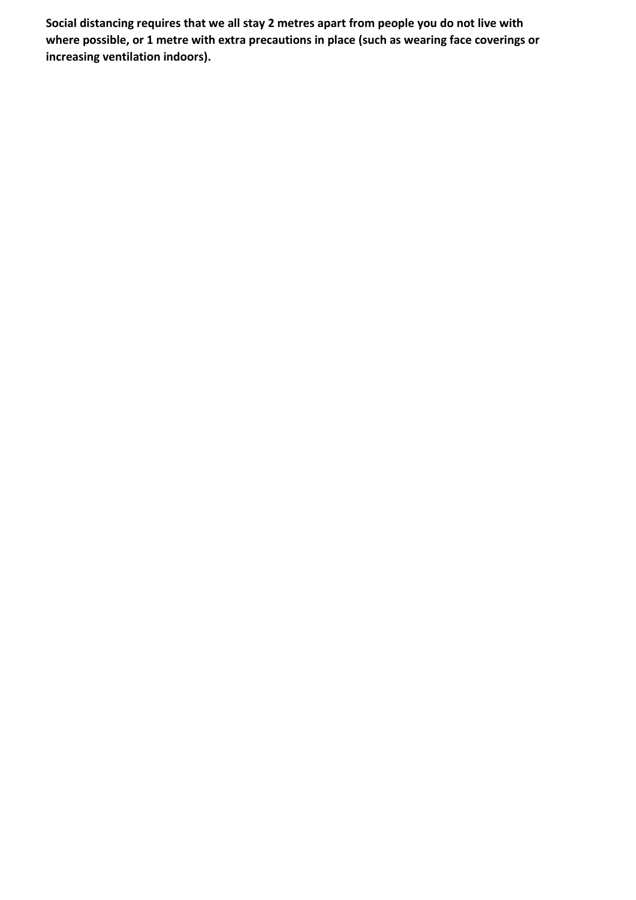**Social distancing requires that we all stay 2 metres apart from people you do not live with where possible, or 1 metre with extra precautions in place (such as wearing face coverings or increasing ventilation indoors).**